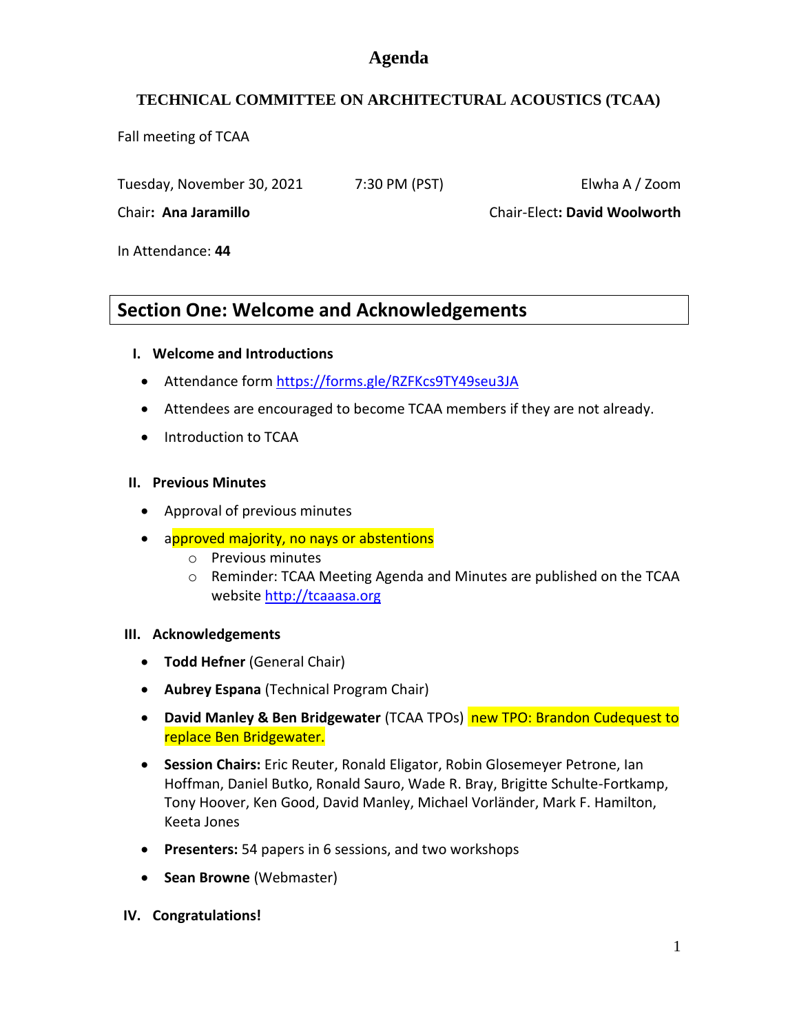# Agenda

## TECHNICAL COMMITTEE ON ARCHITECTURAL ACOUSTICS (TCAA)

Fall meeting of TCAA

Tuesday, November 30, 2021 7:30 PM (PST) Elwha A / Zoom

Chair: **Ana Jaramillo** Chair-Elect: **David Woolworth**

In Attendance: **44**

## Section One: Welcome and Acknowledgements

### I. Welcome and Introductions

- Attendance form https://forms.gle/RZFKcs9TY49seu3JA
- Attendees are encouraged to become TCAA members if they are not already.
- Introduction to TCAA

### II. Previous Minutes

- Approval of previous minutes
- approved majority, no nays or abstentions
  - Previous minutes
  - Reminder: TCAA Meeting Agenda and Minutes are published on the TCAA website http://tcaaasa.org

### III. Acknowledgements

- **Todd Hefner** (General Chair)
- **Aubrey Espana** (Technical Program Chair)
- **David Manley & Ben Bridgewater** (TCAA TPOs) new TPO: Brandon Cudequest to replace Ben Bridgewater.
- **Session Chairs:** Eric Reuter, Ronald Eligator, Robin Glosemeyer Petrone, Ian Hoffman, Daniel Butko, Ronald Sauro, Wade R. Bray, Brigitte Schulte-Fortkamp, Tony Hoover, Ken Good, David Manley, Michael Vorländer, Mark F. Hamilton, Keeta Jones
- **Presenters:** 54 papers in 6 sessions, and two workshops
- **Sean Browne** (Webmaster)

### IV. Congratulations!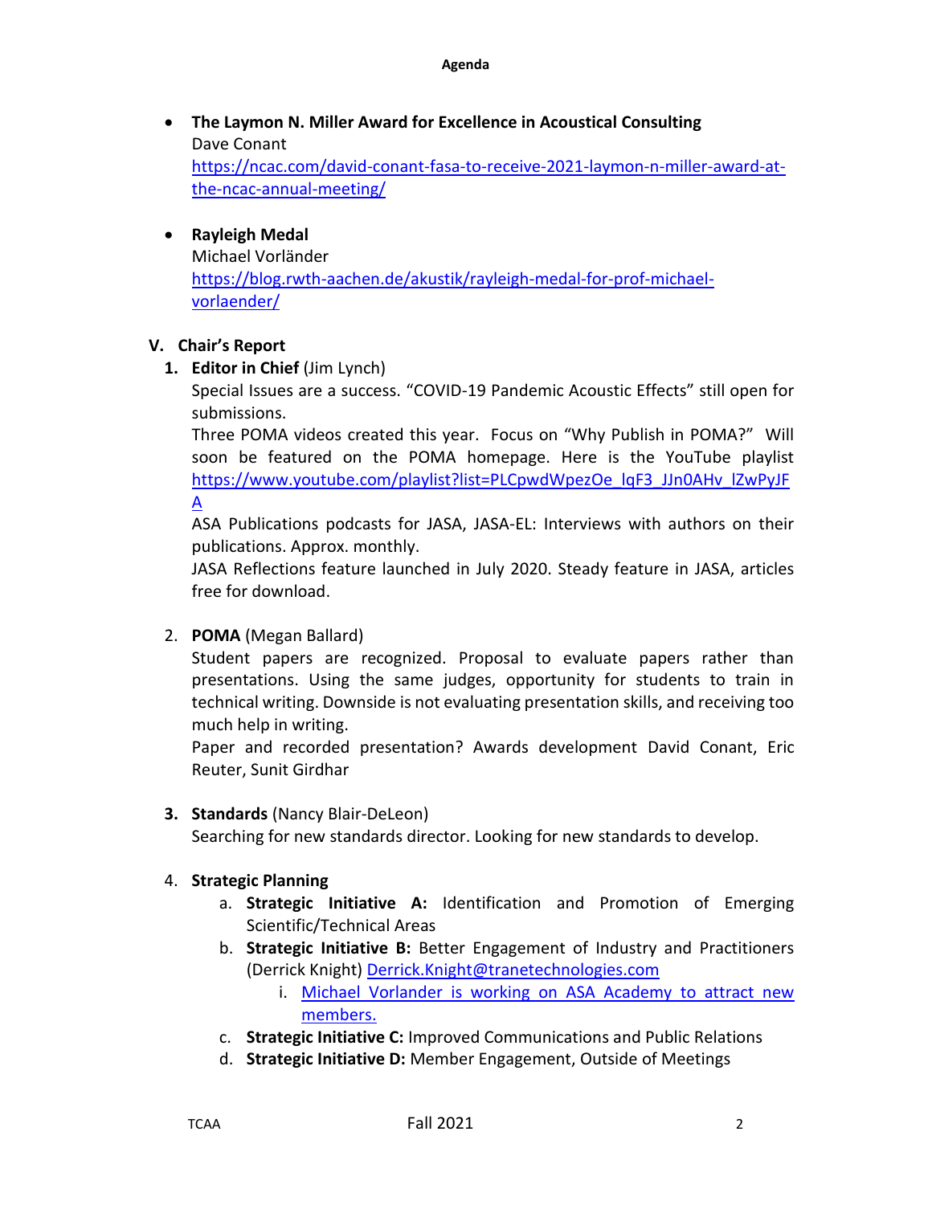- **The Laymon N. Miller Award for Excellence in Acoustical Consulting**
  Dave Conant
  https://ncac.com/david-conant-fasa-to-receive-2021-laymon-n-miller-award-at-the-ncac-annual-meeting/

- **Rayleigh Medal**
  Michael Vorländer
  https://blog.rwth-aachen.de/akustik/rayleigh-medal-for-prof-michael-vorlaender/

## V. Chair's Report

1. **Editor in Chief** (Jim Lynch)
   Special Issues are a success. "COVID-19 Pandemic Acoustic Effects" still open for submissions.
   Three POMA videos created this year. Focus on "Why Publish in POMA?" Will soon be featured on the POMA homepage. Here is the YouTube playlist https://www.youtube.com/playlist?list=PLCpwdWpezOe_lqF3_JJn0AHv_lZwPyJFA
   ASA Publications podcasts for JASA, JASA-EL: Interviews with authors on their publications. Approx. monthly.
   JASA Reflections feature launched in July 2020. Steady feature in JASA, articles free for download.

2. **POMA** (Megan Ballard)
   Student papers are recognized. Proposal to evaluate papers rather than presentations. Using the same judges, opportunity for students to train in technical writing. Downside is not evaluating presentation skills, and receiving too much help in writing.
   Paper and recorded presentation? Awards development David Conant, Eric Reuter, Sunit Girdhar

3. **Standards** (Nancy Blair-DeLeon)
   Searching for new standards director. Looking for new standards to develop.

4. **Strategic Planning**
   a. **Strategic Initiative A:** Identification and Promotion of Emerging Scientific/Technical Areas
   b. **Strategic Initiative B:** Better Engagement of Industry and Practitioners (Derrick Knight) Derrick.Knight@tranetechnologies.com
      i. Michael Vorlander is working on ASA Academy to attract new members.
   c. **Strategic Initiative C:** Improved Communications and Public Relations
   d. **Strategic Initiative D:** Member Engagement, Outside of Meetings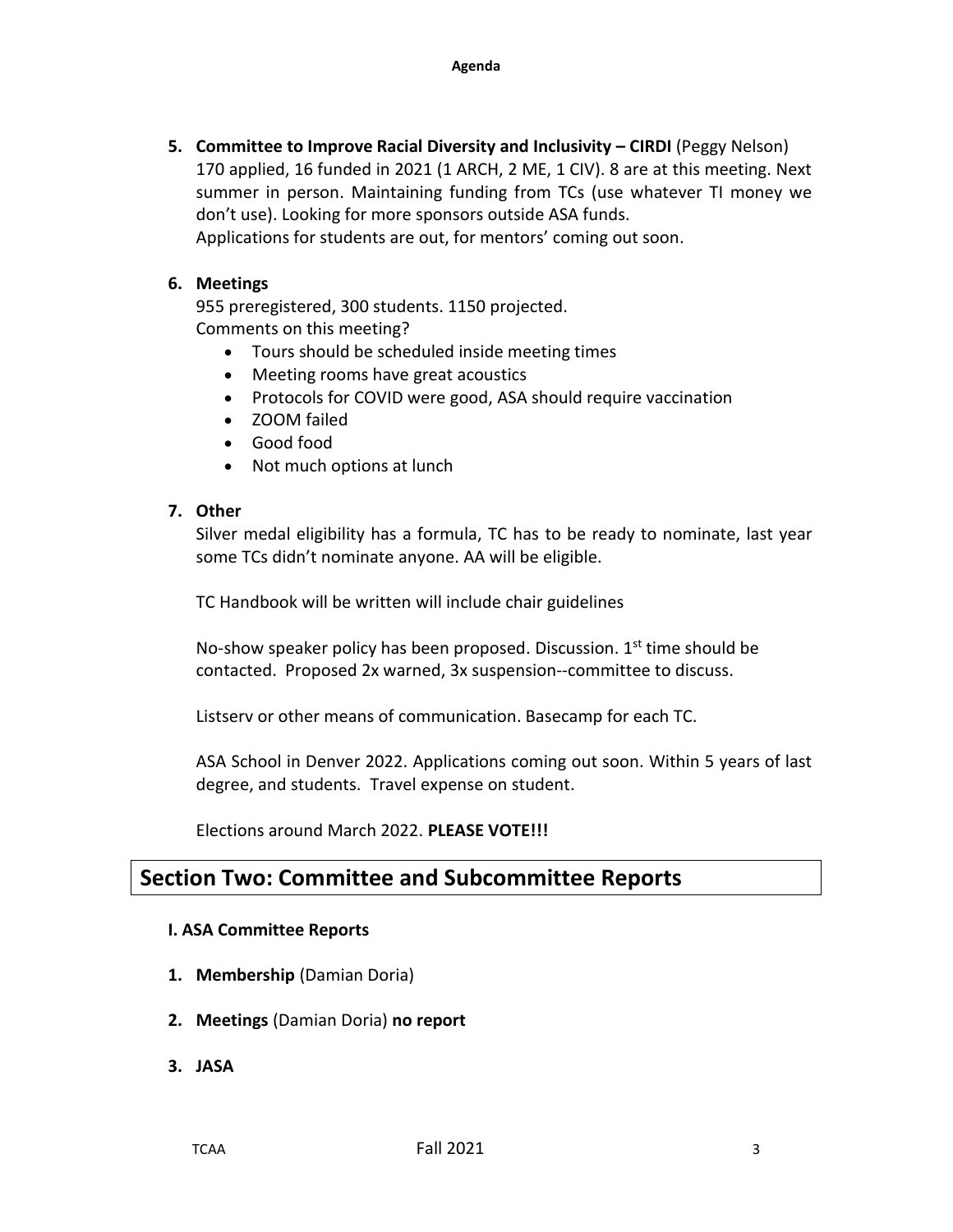5. **Committee to Improve Racial Diversity and Inclusivity – CIRDI** (Peggy Nelson)
   170 applied, 16 funded in 2021 (1 ARCH, 2 ME, 1 CIV). 8 are at this meeting. Next summer in person. Maintaining funding from TCs (use whatever TI money we don't use). Looking for more sponsors outside ASA funds.
   Applications for students are out, for mentors' coming out soon.

6. **Meetings**
   955 preregistered, 300 students. 1150 projected.
   Comments on this meeting?
   - Tours should be scheduled inside meeting times
   - Meeting rooms have great acoustics
   - Protocols for COVID were good, ASA should require vaccination
   - ZOOM failed
   - Good food
   - Not much options at lunch

7. **Other**
   Silver medal eligibility has a formula, TC has to be ready to nominate, last year some TCs didn't nominate anyone. AA will be eligible.

   TC Handbook will be written will include chair guidelines

   No-show speaker policy has been proposed. Discussion. 1st time should be contacted. Proposed 2x warned, 3x suspension--committee to discuss.

   Listserv or other means of communication. Basecamp for each TC.

   ASA School in Denver 2022. Applications coming out soon. Within 5 years of last degree, and students. Travel expense on student.

   Elections around March 2022. **PLEASE VOTE!!!**

## Section Two: Committee and Subcommittee Reports

### I. ASA Committee Reports

1. **Membership** (Damian Doria)

2. **Meetings** (Damian Doria) **no report**

3. **JASA**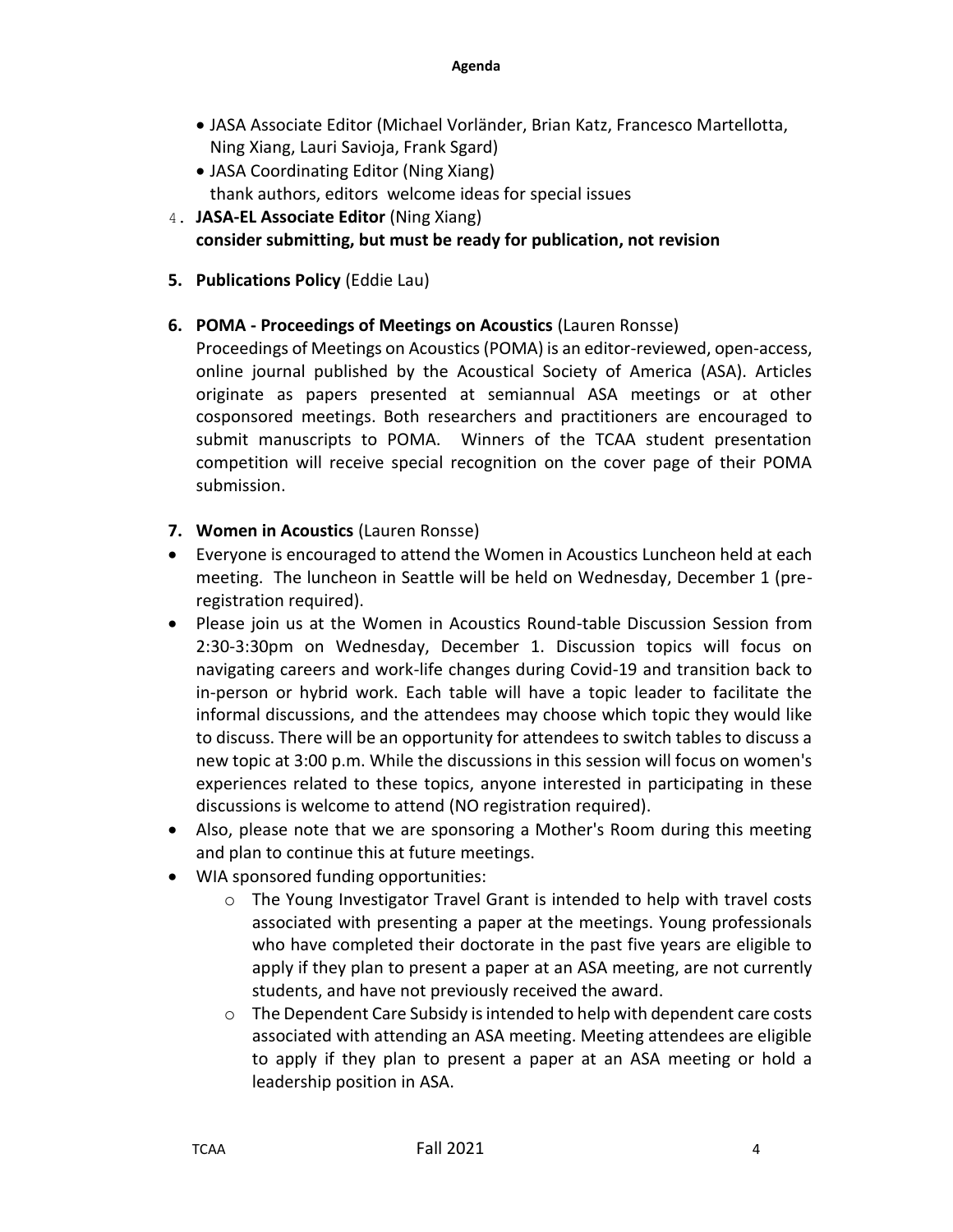- JASA Associate Editor (Michael Vorländer, Brian Katz, Francesco Martellotta, Ning Xiang, Lauri Savioja, Frank Sgard)
- JASA Coordinating Editor (Ning Xiang)
  thank authors, editors welcome ideas for special issues

4. **JASA-EL Associate Editor** (Ning Xiang)
   **consider submitting, but must be ready for publication, not revision**

5. **Publications Policy** (Eddie Lau)

6. **POMA - Proceedings of Meetings on Acoustics** (Lauren Ronsse)
   Proceedings of Meetings on Acoustics (POMA) is an editor-reviewed, open-access, online journal published by the Acoustical Society of America (ASA). Articles originate as papers presented at semiannual ASA meetings or at other cosponsored meetings. Both researchers and practitioners are encouraged to submit manuscripts to POMA. Winners of the TCAA student presentation competition will receive special recognition on the cover page of their POMA submission.

7. **Women in Acoustics** (Lauren Ronsse)

- Everyone is encouraged to attend the Women in Acoustics Luncheon held at each meeting. The luncheon in Seattle will be held on Wednesday, December 1 (pre-registration required).
- Please join us at the Women in Acoustics Round-table Discussion Session from 2:30-3:30pm on Wednesday, December 1. Discussion topics will focus on navigating careers and work-life changes during Covid-19 and transition back to in-person or hybrid work. Each table will have a topic leader to facilitate the informal discussions, and the attendees may choose which topic they would like to discuss. There will be an opportunity for attendees to switch tables to discuss a new topic at 3:00 p.m. While the discussions in this session will focus on women's experiences related to these topics, anyone interested in participating in these discussions is welcome to attend (NO registration required).
- Also, please note that we are sponsoring a Mother's Room during this meeting and plan to continue this at future meetings.
- WIA sponsored funding opportunities:
  - The Young Investigator Travel Grant is intended to help with travel costs associated with presenting a paper at the meetings. Young professionals who have completed their doctorate in the past five years are eligible to apply if they plan to present a paper at an ASA meeting, are not currently students, and have not previously received the award.
  - The Dependent Care Subsidy is intended to help with dependent care costs associated with attending an ASA meeting. Meeting attendees are eligible to apply if they plan to present a paper at an ASA meeting or hold a leadership position in ASA.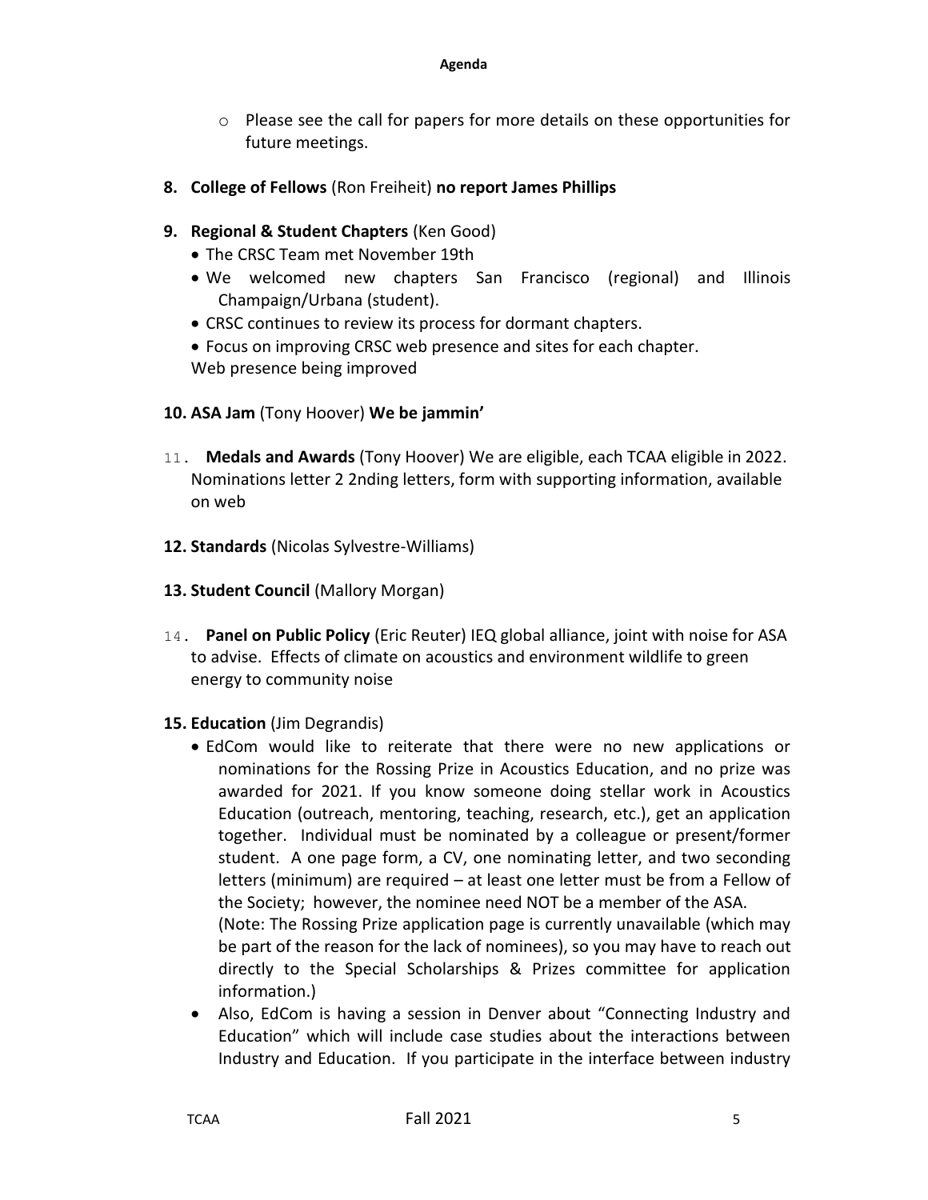- Please see the call for papers for more details on these opportunities for future meetings.

8. **College of Fellows** (Ron Freiheit) **no report James Phillips**

9. **Regional & Student Chapters** (Ken Good)
   - The CRSC Team met November 19th
   - We welcomed new chapters San Francisco (regional) and Illinois Champaign/Urbana (student).
   - CRSC continues to review its process for dormant chapters.
   - Focus on improving CRSC web presence and sites for each chapter.

   Web presence being improved

10. **ASA Jam** (Tony Hoover) **We be jammin'**

11. **Medals and Awards** (Tony Hoover) We are eligible, each TCAA eligible in 2022. Nominations letter 2 2nding letters, form with supporting information, available on web

12. **Standards** (Nicolas Sylvestre-Williams)

13. **Student Council** (Mallory Morgan)

14. **Panel on Public Policy** (Eric Reuter) IEQ global alliance, joint with noise for ASA to advise. Effects of climate on acoustics and environment wildlife to green energy to community noise

15. **Education** (Jim Degrandis)
   - EdCom would like to reiterate that there were no new applications or nominations for the Rossing Prize in Acoustics Education, and no prize was awarded for 2021. If you know someone doing stellar work in Acoustics Education (outreach, mentoring, teaching, research, etc.), get an application together. Individual must be nominated by a colleague or present/former student. A one page form, a CV, one nominating letter, and two seconding letters (minimum) are required – at least one letter must be from a Fellow of the Society; however, the nominee need NOT be a member of the ASA.

     (Note: The Rossing Prize application page is currently unavailable (which may be part of the reason for the lack of nominees), so you may have to reach out directly to the Special Scholarships & Prizes committee for application information.)
   - Also, EdCom is having a session in Denver about "Connecting Industry and Education" which will include case studies about the interactions between Industry and Education. If you participate in the interface between industry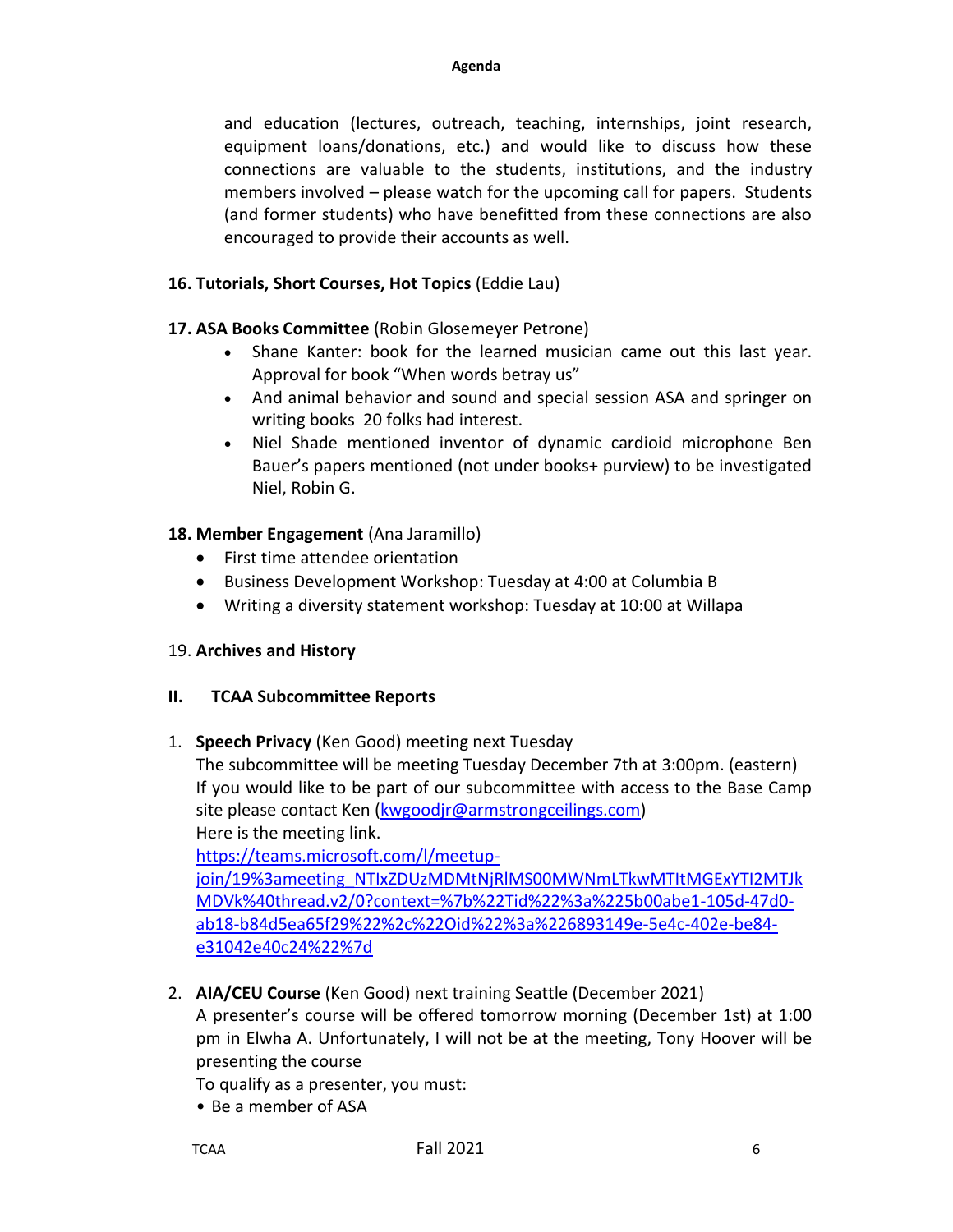and education (lectures, outreach, teaching, internships, joint research, equipment loans/donations, etc.) and would like to discuss how these connections are valuable to the students, institutions, and the industry members involved – please watch for the upcoming call for papers. Students (and former students) who have benefitted from these connections are also encouraged to provide their accounts as well.

**16. Tutorials, Short Courses, Hot Topics** (Eddie Lau)

**17. ASA Books Committee** (Robin Glosemeyer Petrone)

- Shane Kanter: book for the learned musician came out this last year. Approval for book "When words betray us"
- And animal behavior and sound and special session ASA and springer on writing books 20 folks had interest.
- Niel Shade mentioned inventor of dynamic cardioid microphone Ben Bauer's papers mentioned (not under books+ purview) to be investigated Niel, Robin G.

**18. Member Engagement** (Ana Jaramillo)

- First time attendee orientation
- Business Development Workshop: Tuesday at 4:00 at Columbia B
- Writing a diversity statement workshop: Tuesday at 10:00 at Willapa

19. **Archives and History**

## II. TCAA Subcommittee Reports

1. **Speech Privacy** (Ken Good) meeting next Tuesday
   The subcommittee will be meeting Tuesday December 7th at 3:00pm. (eastern) If you would like to be part of our subcommittee with access to the Base Camp site please contact Ken (kwgoodjr@armstrongceilings.com)
   Here is the meeting link.
   https://teams.microsoft.com/l/meetup-join/19%3ameeting_NTIxZDUzMDMtNjRlMS00MWNmLTkwMTItMGExYTI2MTJkMDVk%40thread.v2/0?context=%7b%22Tid%22%3a%225b00abe1-105d-47d0-ab18-b84d5ea65f29%22%2c%22Oid%22%3a%226893149e-5e4c-402e-be84-e31042e40c24%22%7d

2. **AIA/CEU Course** (Ken Good) next training Seattle (December 2021)
   A presenter's course will be offered tomorrow morning (December 1st) at 1:00 pm in Elwha A. Unfortunately, I will not be at the meeting, Tony Hoover will be presenting the course
   To qualify as a presenter, you must:
   • Be a member of ASA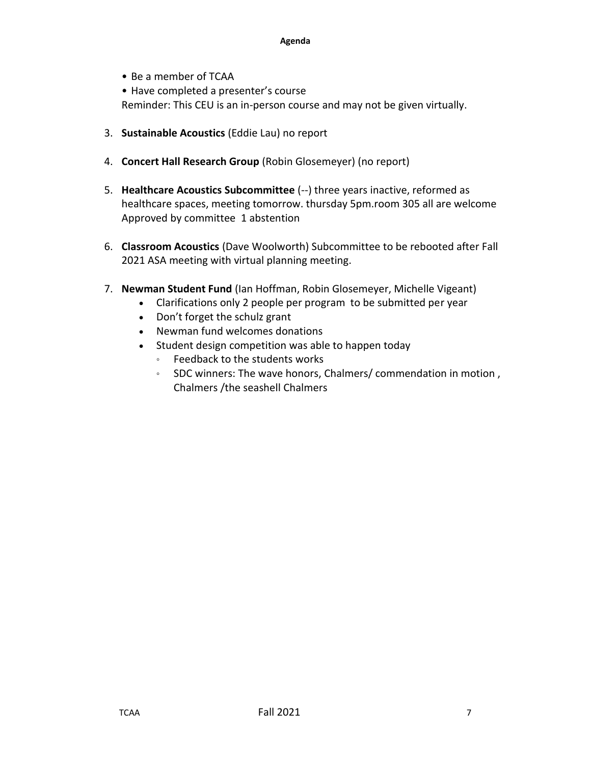- Be a member of TCAA
- Have completed a presenter's course

Reminder: This CEU is an in-person course and may not be given virtually.

3. **Sustainable Acoustics** (Eddie Lau) no report

4. **Concert Hall Research Group** (Robin Glosemeyer) (no report)

5. **Healthcare Acoustics Subcommittee** (--) three years inactive, reformed as healthcare spaces, meeting tomorrow. thursday 5pm.room 305 all are welcome Approved by committee 1 abstention

6. **Classroom Acoustics** (Dave Woolworth) Subcommittee to be rebooted after Fall 2021 ASA meeting with virtual planning meeting.

7. **Newman Student Fund** (Ian Hoffman, Robin Glosemeyer, Michelle Vigeant)
   - Clarifications only 2 people per program to be submitted per year
   - Don't forget the schulz grant
   - Newman fund welcomes donations
   - Student design competition was able to happen today
     - Feedback to the students works
     - SDC winners: The wave honors, Chalmers/ commendation in motion , Chalmers /the seashell Chalmers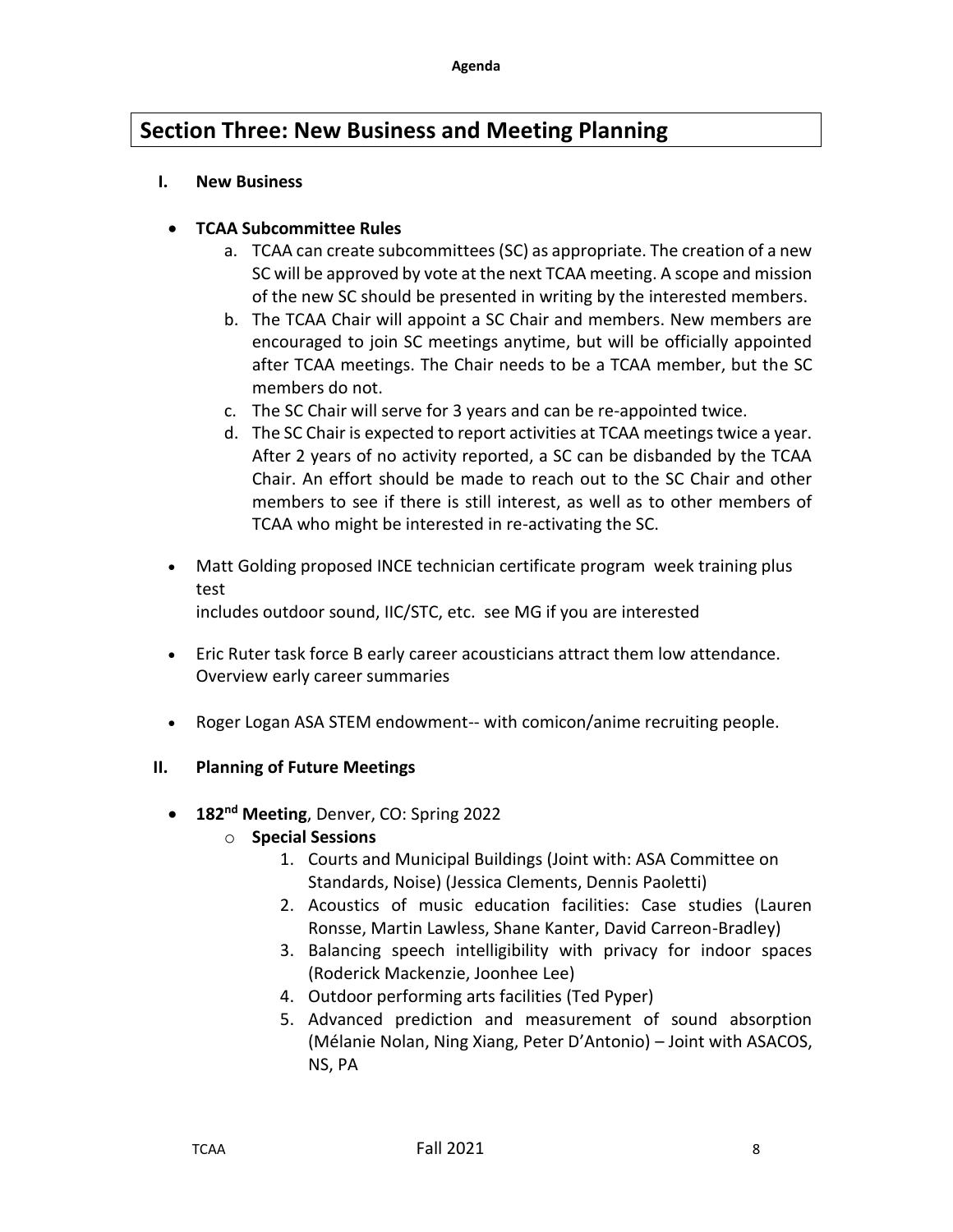# Section Three: New Business and Meeting Planning

## I. New Business

- **TCAA Subcommittee Rules**
  a. TCAA can create subcommittees (SC) as appropriate. The creation of a new SC will be approved by vote at the next TCAA meeting. A scope and mission of the new SC should be presented in writing by the interested members.
  b. The TCAA Chair will appoint a SC Chair and members. New members are encouraged to join SC meetings anytime, but will be officially appointed after TCAA meetings. The Chair needs to be a TCAA member, but the SC members do not.
  c. The SC Chair will serve for 3 years and can be re-appointed twice.
  d. The SC Chair is expected to report activities at TCAA meetings twice a year. After 2 years of no activity reported, a SC can be disbanded by the TCAA Chair. An effort should be made to reach out to the SC Chair and other members to see if there is still interest, as well as to other members of TCAA who might be interested in re-activating the SC.

- Matt Golding proposed INCE technician certificate program week training plus test
  includes outdoor sound, IIC/STC, etc. see MG if you are interested

- Eric Ruter task force B early career acousticians attract them low attendance. Overview early career summaries

- Roger Logan ASA STEM endowment-- with comicon/anime recruiting people.

## II. Planning of Future Meetings

- **182nd Meeting**, Denver, CO: Spring 2022
  - **Special Sessions**
    1. Courts and Municipal Buildings (Joint with: ASA Committee on Standards, Noise) (Jessica Clements, Dennis Paoletti)
    2. Acoustics of music education facilities: Case studies (Lauren Ronsse, Martin Lawless, Shane Kanter, David Carreon-Bradley)
    3. Balancing speech intelligibility with privacy for indoor spaces (Roderick Mackenzie, Joonhee Lee)
    4. Outdoor performing arts facilities (Ted Pyper)
    5. Advanced prediction and measurement of sound absorption (Mélanie Nolan, Ning Xiang, Peter D'Antonio) – Joint with ASACOS, NS, PA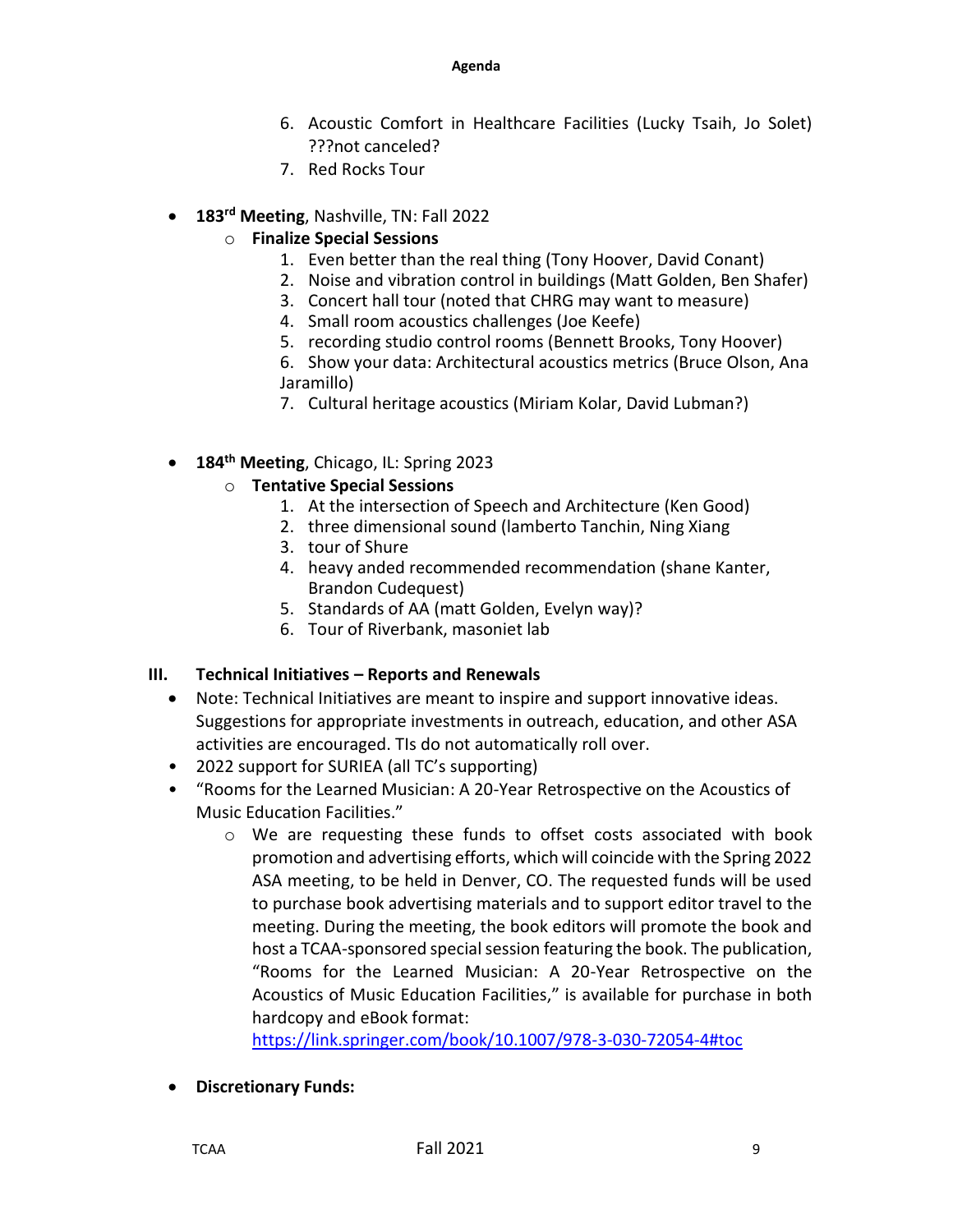6. Acoustic Comfort in Healthcare Facilities (Lucky Tsaih, Jo Solet) ???not canceled?
7. Red Rocks Tour

- **183rd Meeting**, Nashville, TN: Fall 2022
  - **Finalize Special Sessions**
    1. Even better than the real thing (Tony Hoover, David Conant)
    2. Noise and vibration control in buildings (Matt Golden, Ben Shafer)
    3. Concert hall tour (noted that CHRG may want to measure)
    4. Small room acoustics challenges (Joe Keefe)
    5. recording studio control rooms (Bennett Brooks, Tony Hoover)
    6. Show your data: Architectural acoustics metrics (Bruce Olson, Ana Jaramillo)
    7. Cultural heritage acoustics (Miriam Kolar, David Lubman?)

- **184th Meeting**, Chicago, IL: Spring 2023
  - **Tentative Special Sessions**
    1. At the intersection of Speech and Architecture (Ken Good)
    2. three dimensional sound (lamberto Tanchin, Ning Xiang
    3. tour of Shure
    4. heavy anded recommended recommendation (shane Kanter, Brandon Cudequest)
    5. Standards of AA (matt Golden, Evelyn way)?
    6. Tour of Riverbank, masoniet lab

## III. Technical Initiatives – Reports and Renewals

- Note: Technical Initiatives are meant to inspire and support innovative ideas. Suggestions for appropriate investments in outreach, education, and other ASA activities are encouraged. TIs do not automatically roll over.
- 2022 support for SURIEA (all TC's supporting)
- "Rooms for the Learned Musician: A 20-Year Retrospective on the Acoustics of Music Education Facilities."
  - We are requesting these funds to offset costs associated with book promotion and advertising efforts, which will coincide with the Spring 2022 ASA meeting, to be held in Denver, CO. The requested funds will be used to purchase book advertising materials and to support editor travel to the meeting. During the meeting, the book editors will promote the book and host a TCAA-sponsored special session featuring the book. The publication, "Rooms for the Learned Musician: A 20-Year Retrospective on the Acoustics of Music Education Facilities," is available for purchase in both hardcopy and eBook format: https://link.springer.com/book/10.1007/978-3-030-72054-4#toc

- **Discretionary Funds:**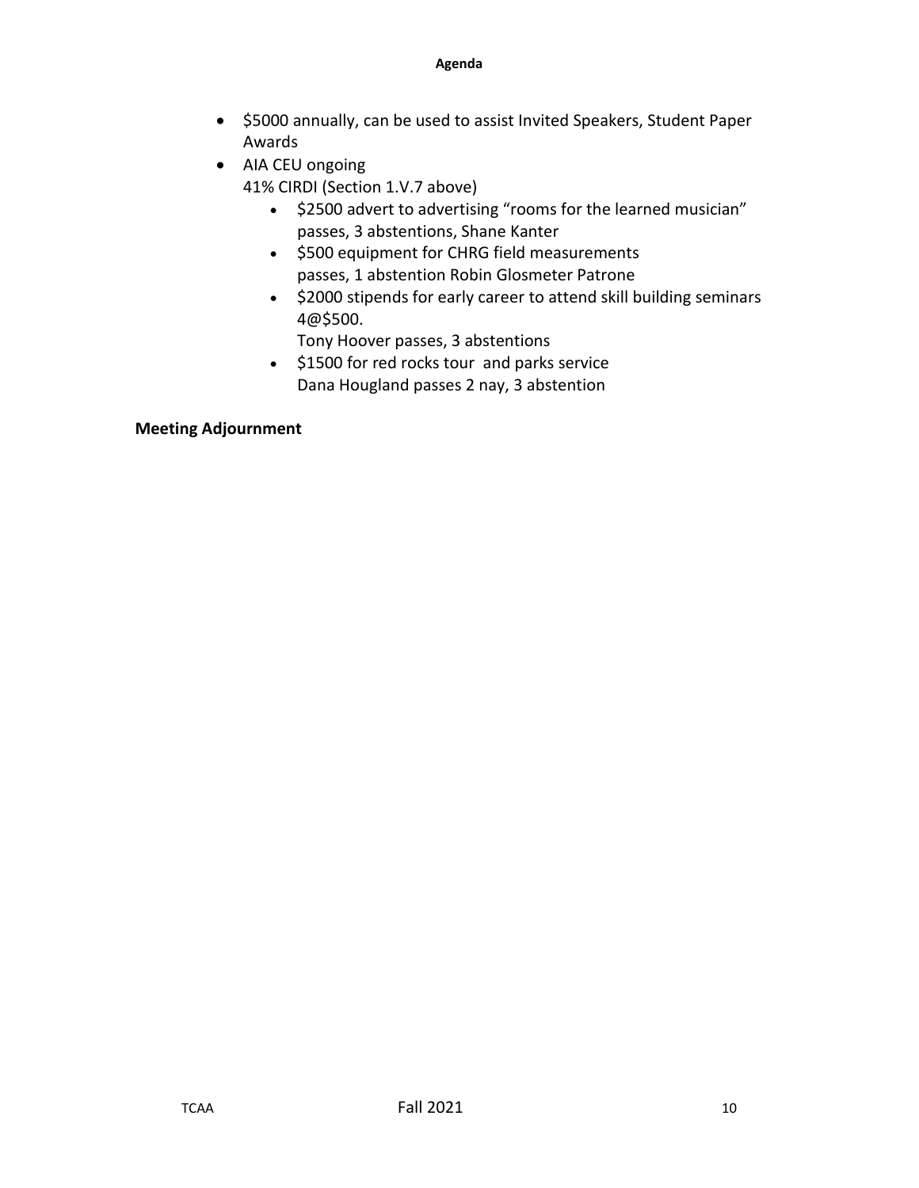- $5000 annually, can be used to assist Invited Speakers, Student Paper Awards
- AIA CEU ongoing
  41% CIRDI (Section 1.V.7 above)
    - $2500 advert to advertising “rooms for the learned musician” passes, 3 abstentions, Shane Kanter
    - $500 equipment for CHRG field measurements passes, 1 abstention Robin Glosmeter Patrone
    - $2000 stipends for early career to attend skill building seminars 4@$500.
      Tony Hoover passes, 3 abstentions
    - $1500 for red rocks tour and parks service
      Dana Hougland passes 2 nay, 3 abstention

**Meeting Adjournment**